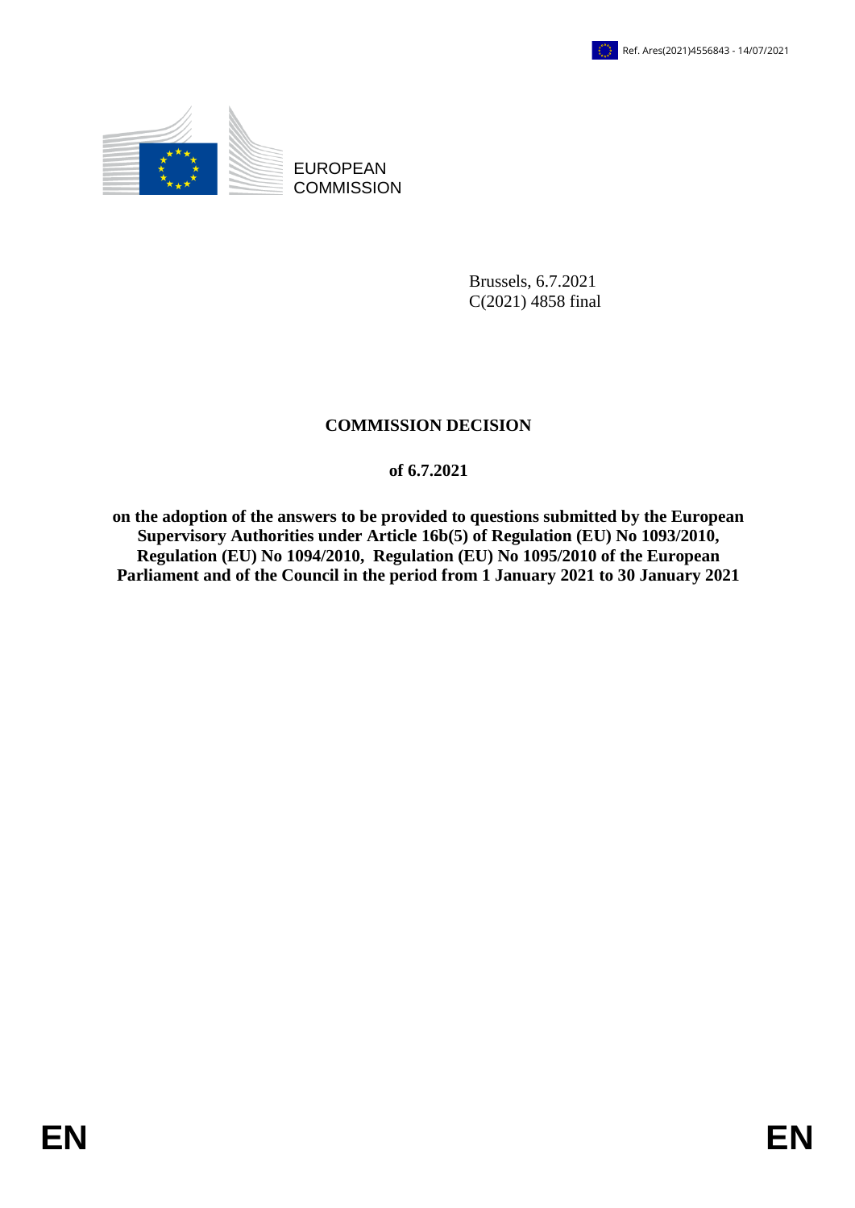Ref. Ares(2021)4556843 - 14/07/2021

EUROPEAN COMMISSION

Brussels, 6.7.2021
C(2021) 4858 final

# COMMISSION DECISION

## of 6.7.2021

## on the adoption of the answers to be provided to questions submitted by the European Supervisory Authorities under Article 16b(5) of Regulation (EU) No 1093/2010, Regulation (EU) No 1094/2010, Regulation (EU) No 1095/2010 of the European Parliament and of the Council in the period from 1 January 2021 to 30 January 2021

EN EN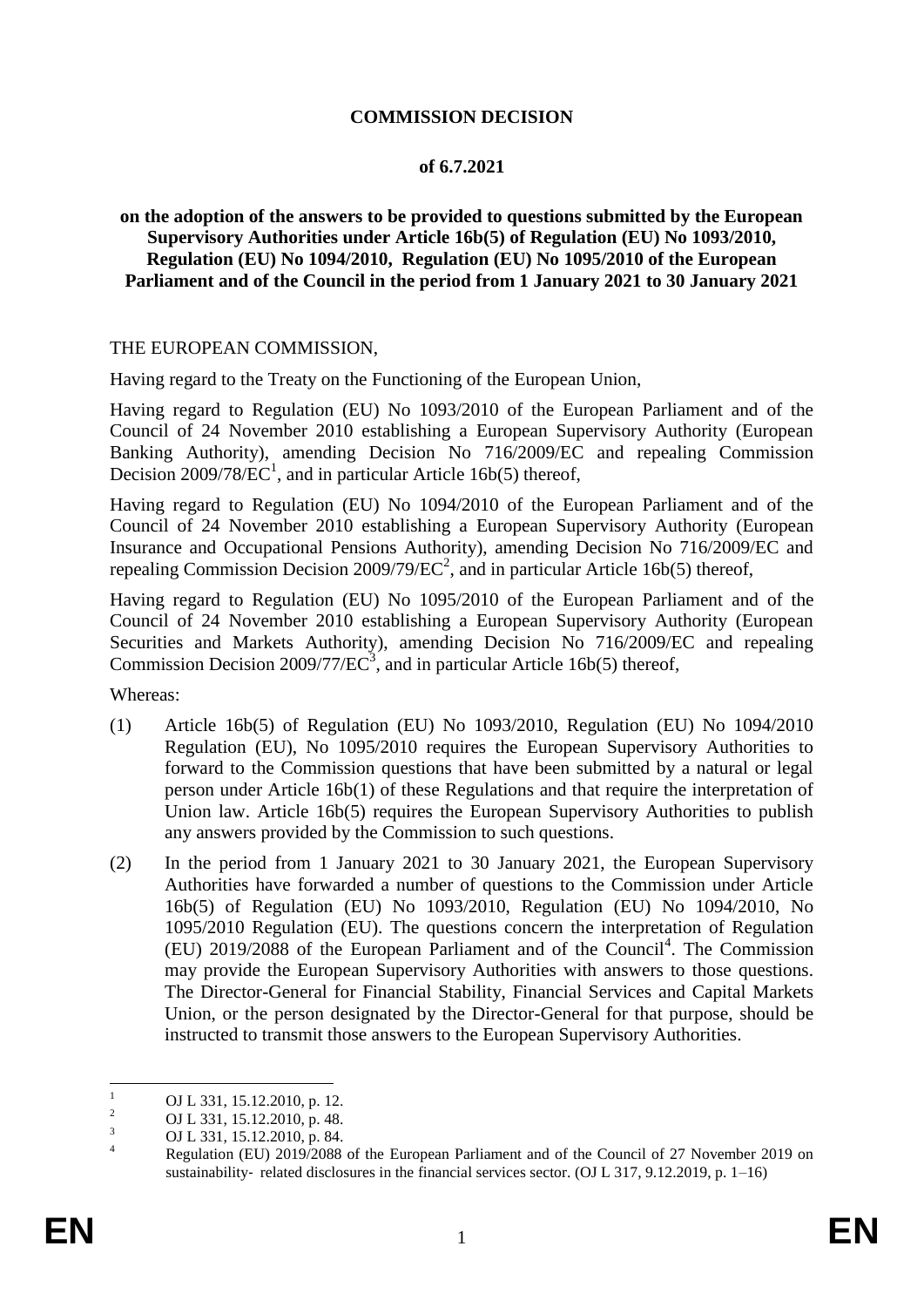**COMMISSION DECISION**

**of 6.7.2021**

**on the adoption of the answers to be provided to questions submitted by the European Supervisory Authorities under Article 16b(5) of Regulation (EU) No 1093/2010, Regulation (EU) No 1094/2010, Regulation (EU) No 1095/2010 of the European Parliament and of the Council in the period from 1 January 2021 to 30 January 2021**

THE EUROPEAN COMMISSION,

Having regard to the Treaty on the Functioning of the European Union,

Having regard to Regulation (EU) No 1093/2010 of the European Parliament and of the Council of 24 November 2010 establishing a European Supervisory Authority (European Banking Authority), amending Decision No 716/2009/EC and repealing Commission Decision 2009/78/EC[1], and in particular Article 16b(5) thereof,

Having regard to Regulation (EU) No 1094/2010 of the European Parliament and of the Council of 24 November 2010 establishing a European Supervisory Authority (European Insurance and Occupational Pensions Authority), amending Decision No 716/2009/EC and repealing Commission Decision 2009/79/EC[2], and in particular Article 16b(5) thereof,

Having regard to Regulation (EU) No 1095/2010 of the European Parliament and of the Council of 24 November 2010 establishing a European Supervisory Authority (European Securities and Markets Authority), amending Decision No 716/2009/EC and repealing Commission Decision 2009/77/EC[3], and in particular Article 16b(5) thereof,

Whereas:

(1) Article 16b(5) of Regulation (EU) No 1093/2010, Regulation (EU) No 1094/2010 Regulation (EU), No 1095/2010 requires the European Supervisory Authorities to forward to the Commission questions that have been submitted by a natural or legal person under Article 16b(1) of these Regulations and that require the interpretation of Union law. Article 16b(5) requires the European Supervisory Authorities to publish any answers provided by the Commission to such questions.

(2) In the period from 1 January 2021 to 30 January 2021, the European Supervisory Authorities have forwarded a number of questions to the Commission under Article 16b(5) of Regulation (EU) No 1093/2010, Regulation (EU) No 1094/2010, No 1095/2010 Regulation (EU). The questions concern the interpretation of Regulation (EU) 2019/2088 of the European Parliament and of the Council[4]. The Commission may provide the European Supervisory Authorities with answers to those questions. The Director-General for Financial Stability, Financial Services and Capital Markets Union, or the person designated by the Director-General for that purpose, should be instructed to transmit those answers to the European Supervisory Authorities.

---

[1] OJ L 331, 15.12.2010, p. 12.

[2] OJ L 331, 15.12.2010, p. 48.

[3] OJ L 331, 15.12.2010, p. 84.

[4] Regulation (EU) 2019/2088 of the European Parliament and of the Council of 27 November 2019 on sustainability‐ related disclosures in the financial services sector. (OJ L 317, 9.12.2019, p. 1–16)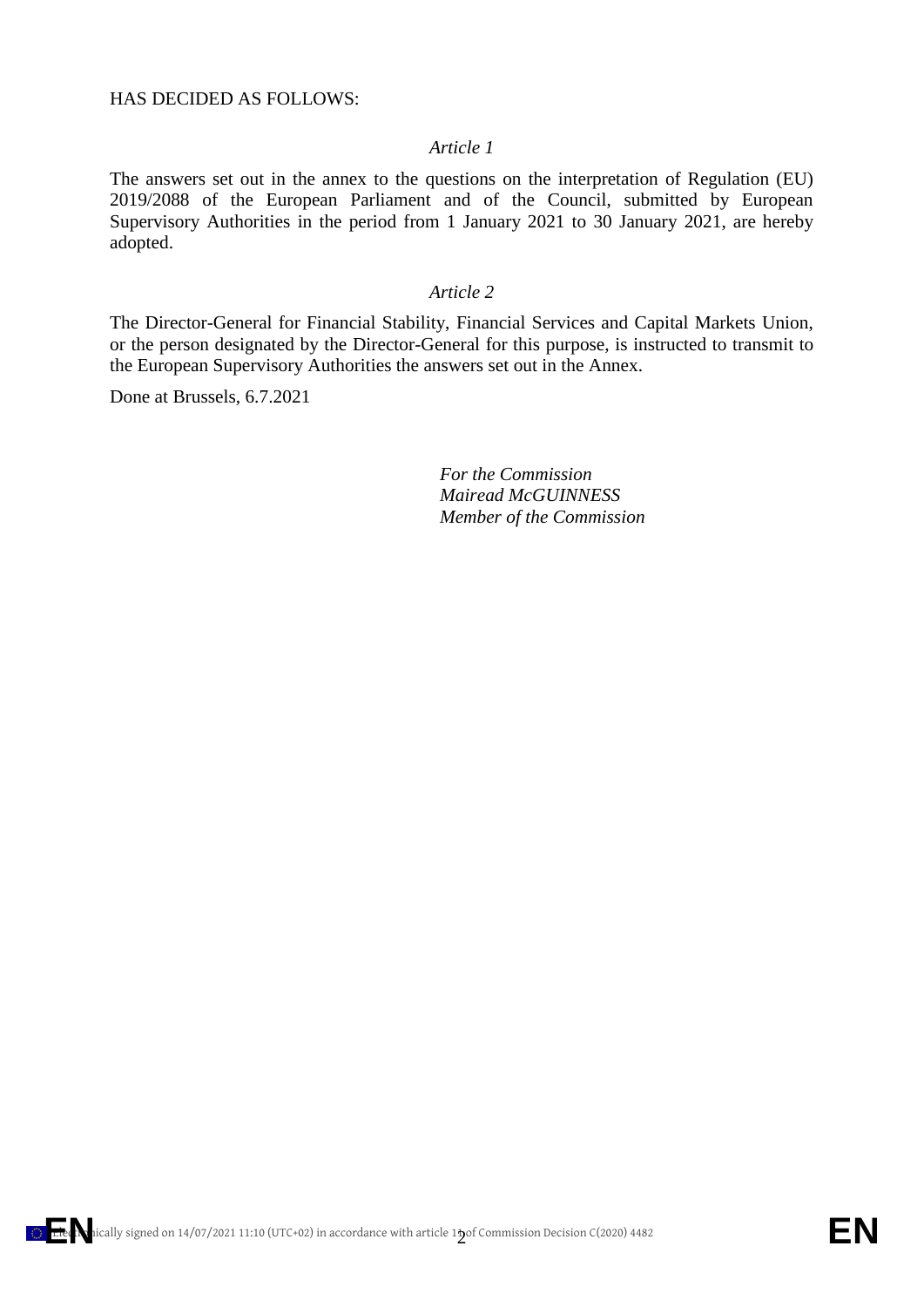HAS DECIDED AS FOLLOWS:

*Article 1*

The answers set out in the annex to the questions on the interpretation of Regulation (EU) 2019/2088 of the European Parliament and of the Council, submitted by European Supervisory Authorities in the period from 1 January 2021 to 30 January 2021, are hereby adopted.

*Article 2*

The Director-General for Financial Stability, Financial Services and Capital Markets Union, or the person designated by the Director-General for this purpose, is instructed to transmit to the European Supervisory Authorities the answers set out in the Annex.

Done at Brussels, 6.7.2021

*For the Commission*
*Mairead McGUINNESS*
*Member of the Commission*

Electronically signed on 14/07/2021 11:10 (UTC+02) in accordance with article 11 of Commission Decision C(2020) 4482